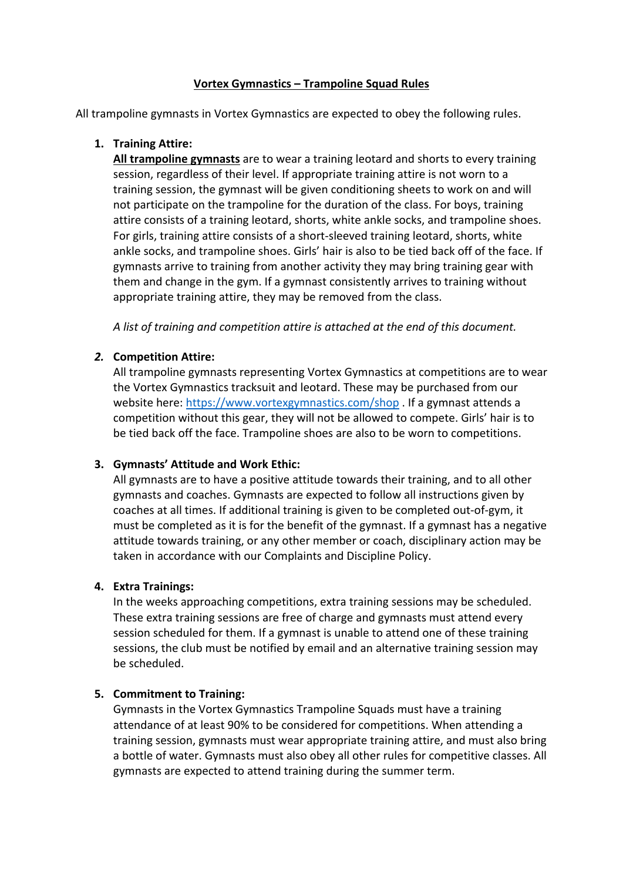# <u>Vortex Gymnastics – Trampoline Squad Rules</u>

All trampoline gymnasts in Vortex Gymnastics are expected to obey the following rules.

1. **Training Attire:**
   **<u>All trampoline gymnasts</u>** are to wear a training leotard and shorts to every training session, regardless of their level. If appropriate training attire is not worn to a training session, the gymnast will be given conditioning sheets to work on and will not participate on the trampoline for the duration of the class. For boys, training attire consists of a training leotard, shorts, white ankle socks, and trampoline shoes. For girls, training attire consists of a short-sleeved training leotard, shorts, white ankle socks, and trampoline shoes. Girls' hair is also to be tied back off of the face. If gymnasts arrive to training from another activity they may bring training gear with them and change in the gym. If a gymnast consistently arrives to training without appropriate training attire, they may be removed from the class.

   *A list of training and competition attire is attached at the end of this document.*

2. **Competition Attire:**
   All trampoline gymnasts representing Vortex Gymnastics at competitions are to wear the Vortex Gymnastics tracksuit and leotard. These may be purchased from our website here: [https://www.vortexgymnastics.com/shop](https://www.vortexgymnastics.com/shop) . If a gymnast attends a competition without this gear, they will not be allowed to compete. Girls' hair is to be tied back off the face. Trampoline shoes are also to be worn to competitions.

3. **Gymnasts' Attitude and Work Ethic:**
   All gymnasts are to have a positive attitude towards their training, and to all other gymnasts and coaches. Gymnasts are expected to follow all instructions given by coaches at all times. If additional training is given to be completed out-of-gym, it must be completed as it is for the benefit of the gymnast. If a gymnast has a negative attitude towards training, or any other member or coach, disciplinary action may be taken in accordance with our Complaints and Discipline Policy.

4. **Extra Trainings:**
   In the weeks approaching competitions, extra training sessions may be scheduled. These extra training sessions are free of charge and gymnasts must attend every session scheduled for them. If a gymnast is unable to attend one of these training sessions, the club must be notified by email and an alternative training session may be scheduled.

5. **Commitment to Training:**
   Gymnasts in the Vortex Gymnastics Trampoline Squads must have a training attendance of at least 90% to be considered for competitions. When attending a training session, gymnasts must wear appropriate training attire, and must also bring a bottle of water. Gymnasts must also obey all other rules for competitive classes. All gymnasts are expected to attend training during the summer term.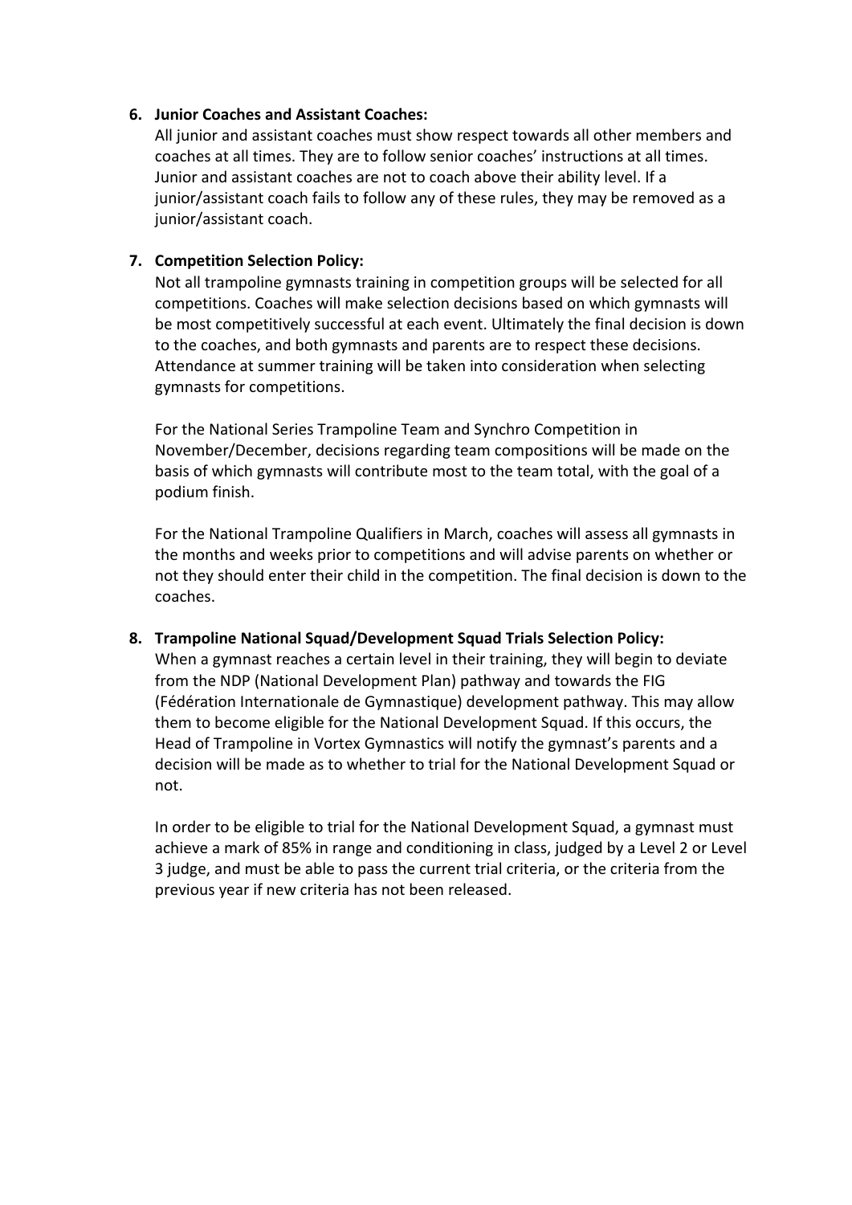6. **Junior Coaches and Assistant Coaches:**
   All junior and assistant coaches must show respect towards all other members and coaches at all times. They are to follow senior coaches' instructions at all times. Junior and assistant coaches are not to coach above their ability level. If a junior/assistant coach fails to follow any of these rules, they may be removed as a junior/assistant coach.

7. **Competition Selection Policy:**
   Not all trampoline gymnasts training in competition groups will be selected for all competitions. Coaches will make selection decisions based on which gymnasts will be most competitively successful at each event. Ultimately the final decision is down to the coaches, and both gymnasts and parents are to respect these decisions. Attendance at summer training will be taken into consideration when selecting gymnasts for competitions.

   For the National Series Trampoline Team and Synchro Competition in November/December, decisions regarding team compositions will be made on the basis of which gymnasts will contribute most to the team total, with the goal of a podium finish.

   For the National Trampoline Qualifiers in March, coaches will assess all gymnasts in the months and weeks prior to competitions and will advise parents on whether or not they should enter their child in the competition. The final decision is down to the coaches.

8. **Trampoline National Squad/Development Squad Trials Selection Policy:**
   When a gymnast reaches a certain level in their training, they will begin to deviate from the NDP (National Development Plan) pathway and towards the FIG (Fédération Internationale de Gymnastique) development pathway. This may allow them to become eligible for the National Development Squad. If this occurs, the Head of Trampoline in Vortex Gymnastics will notify the gymnast's parents and a decision will be made as to whether to trial for the National Development Squad or not.

   In order to be eligible to trial for the National Development Squad, a gymnast must achieve a mark of 85% in range and conditioning in class, judged by a Level 2 or Level 3 judge, and must be able to pass the current trial criteria, or the criteria from the previous year if new criteria has not been released.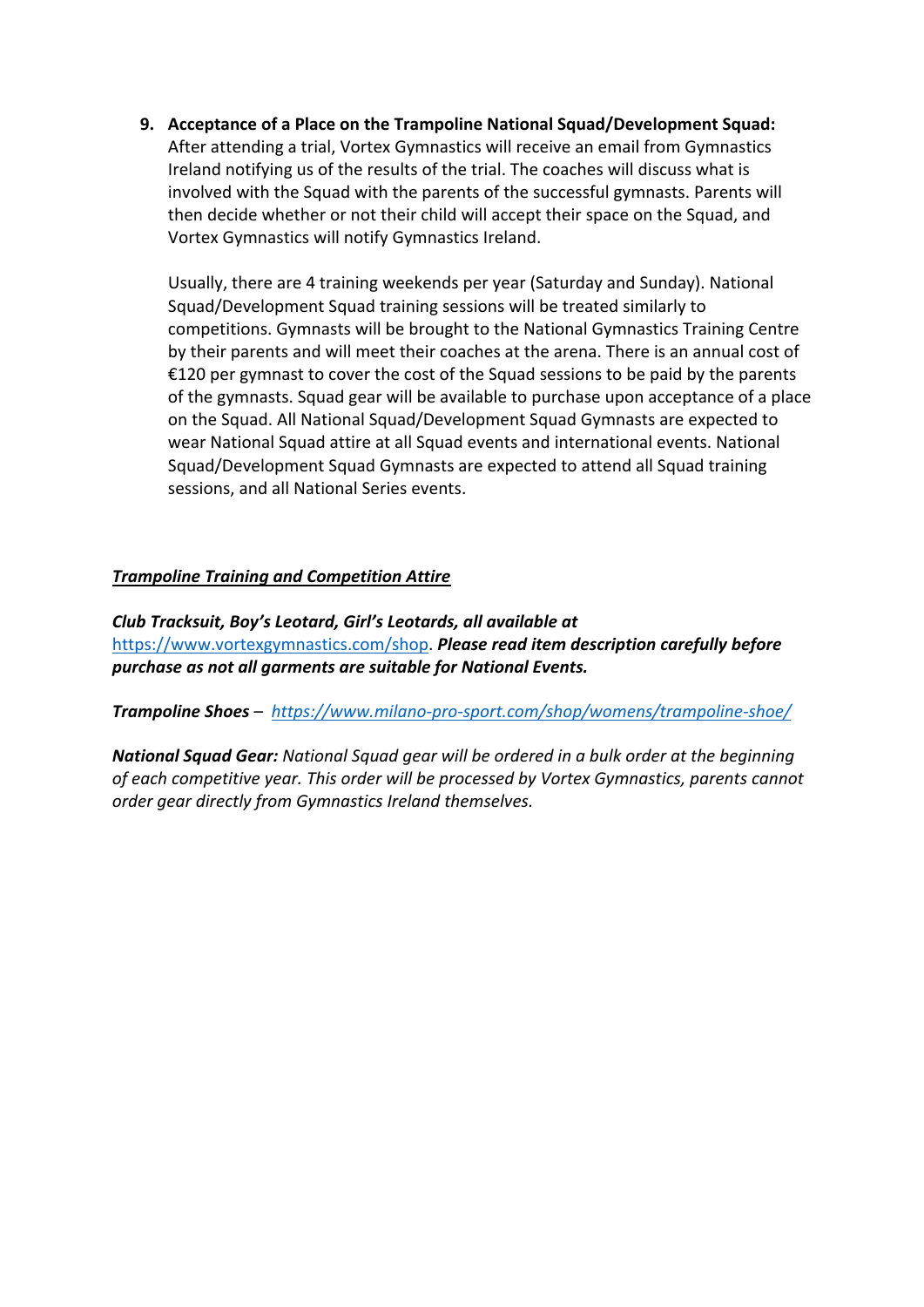9. **Acceptance of a Place on the Trampoline National Squad/Development Squad:** After attending a trial, Vortex Gymnastics will receive an email from Gymnastics Ireland notifying us of the results of the trial. The coaches will discuss what is involved with the Squad with the parents of the successful gymnasts. Parents will then decide whether or not their child will accept their space on the Squad, and Vortex Gymnastics will notify Gymnastics Ireland.

   Usually, there are 4 training weekends per year (Saturday and Sunday). National Squad/Development Squad training sessions will be treated similarly to competitions. Gymnasts will be brought to the National Gymnastics Training Centre by their parents and will meet their coaches at the arena. There is an annual cost of €120 per gymnast to cover the cost of the Squad sessions to be paid by the parents of the gymnasts. Squad gear will be available to purchase upon acceptance of a place on the Squad. All National Squad/Development Squad Gymnasts are expected to wear National Squad attire at all Squad events and international events. National Squad/Development Squad Gymnasts are expected to attend all Squad training sessions, and all National Series events.

***<u>Trampoline Training and Competition Attire</u>***

***Club Tracksuit, Boy's Leotard, Girl's Leotards, all available at*** https://www.vortexgymnastics.com/shop. ***Please read item description carefully before purchase as not all garments are suitable for National Events.***

***Trampoline Shoes*** – *https://www.milano-pro-sport.com/shop/womens/trampoline-shoe/*

***National Squad Gear:*** *National Squad gear will be ordered in a bulk order at the beginning of each competitive year. This order will be processed by Vortex Gymnastics, parents cannot order gear directly from Gymnastics Ireland themselves.*